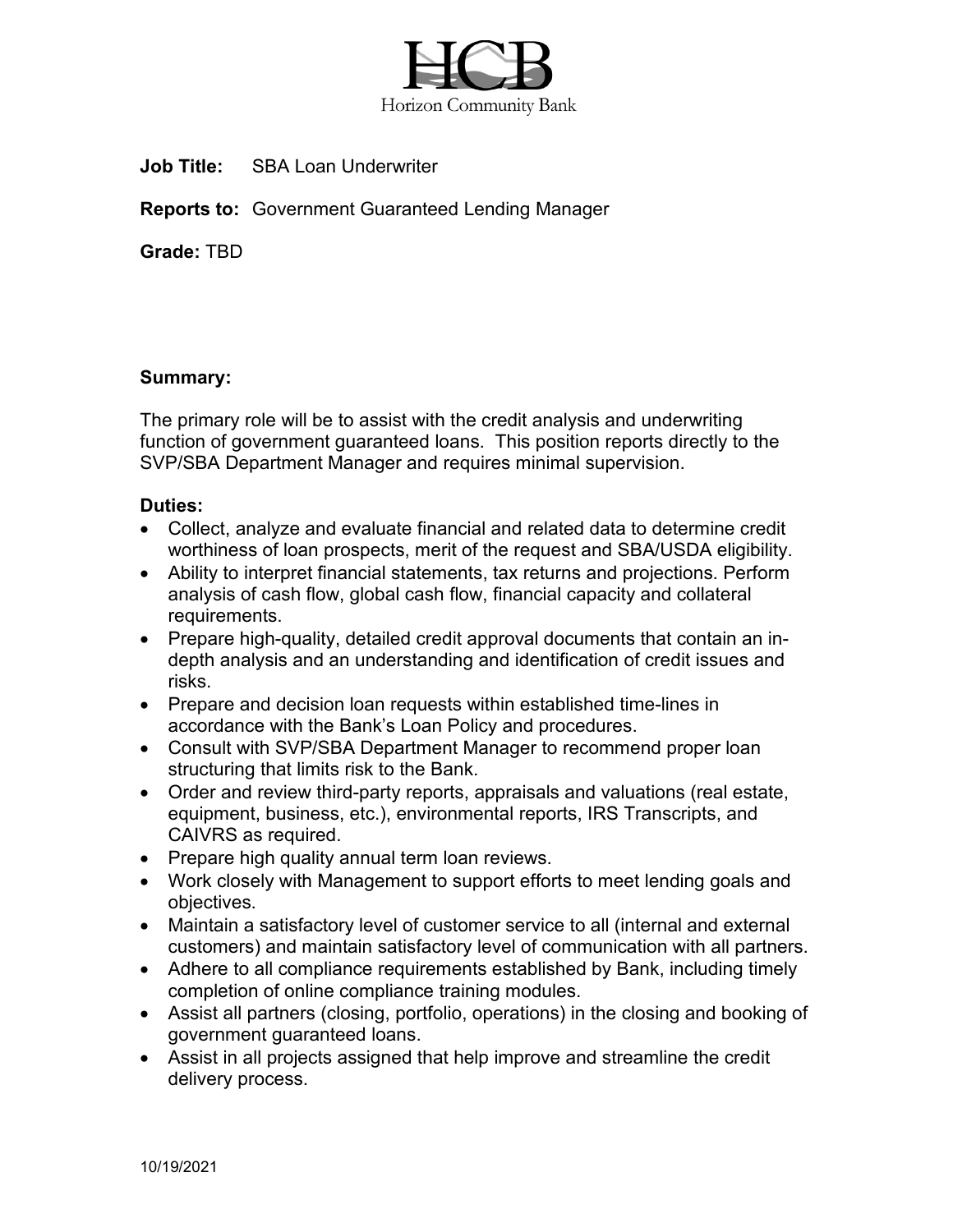HCB

Horizon Community Bank

**Job Title:** SBA Loan Underwriter

**Reports to:** Government Guaranteed Lending Manager

**Grade:** TBD

**Summary:**

The primary role will be to assist with the credit analysis and underwriting function of government guaranteed loans. This position reports directly to the SVP/SBA Department Manager and requires minimal supervision.

**Duties:**

- Collect, analyze and evaluate financial and related data to determine credit worthiness of loan prospects, merit of the request and SBA/USDA eligibility.
- Ability to interpret financial statements, tax returns and projections. Perform analysis of cash flow, global cash flow, financial capacity and collateral requirements.
- Prepare high-quality, detailed credit approval documents that contain an in-depth analysis and an understanding and identification of credit issues and risks.
- Prepare and decision loan requests within established time-lines in accordance with the Bank's Loan Policy and procedures.
- Consult with SVP/SBA Department Manager to recommend proper loan structuring that limits risk to the Bank.
- Order and review third-party reports, appraisals and valuations (real estate, equipment, business, etc.), environmental reports, IRS Transcripts, and CAIVRS as required.
- Prepare high quality annual term loan reviews.
- Work closely with Management to support efforts to meet lending goals and objectives.
- Maintain a satisfactory level of customer service to all (internal and external customers) and maintain satisfactory level of communication with all partners.
- Adhere to all compliance requirements established by Bank, including timely completion of online compliance training modules.
- Assist all partners (closing, portfolio, operations) in the closing and booking of government guaranteed loans.
- Assist in all projects assigned that help improve and streamline the credit delivery process.

10/19/2021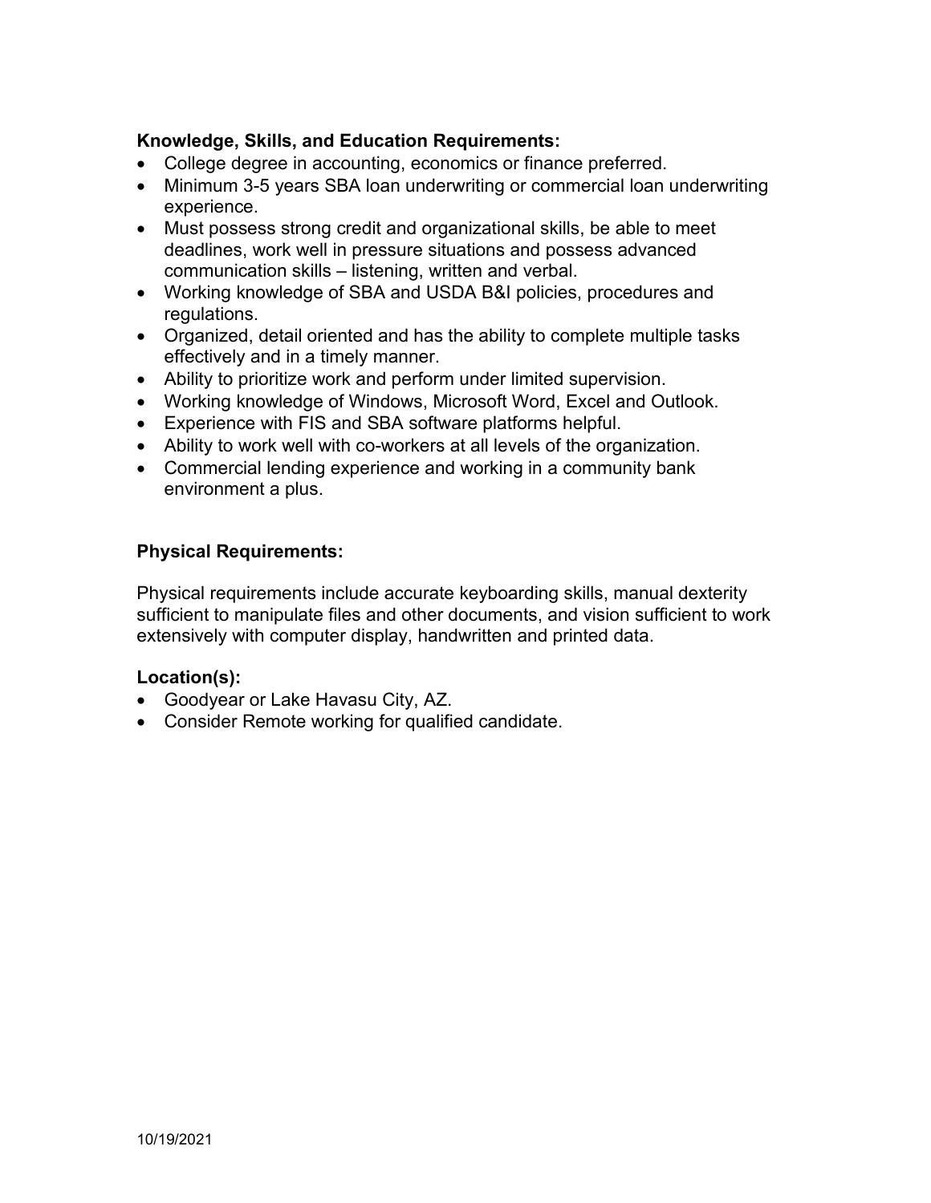**Knowledge, Skills, and Education Requirements:**

- College degree in accounting, economics or finance preferred.
- Minimum 3-5 years SBA loan underwriting or commercial loan underwriting experience.
- Must possess strong credit and organizational skills, be able to meet deadlines, work well in pressure situations and possess advanced communication skills – listening, written and verbal.
- Working knowledge of SBA and USDA B&I policies, procedures and regulations.
- Organized, detail oriented and has the ability to complete multiple tasks effectively and in a timely manner.
- Ability to prioritize work and perform under limited supervision.
- Working knowledge of Windows, Microsoft Word, Excel and Outlook.
- Experience with FIS and SBA software platforms helpful.
- Ability to work well with co-workers at all levels of the organization.
- Commercial lending experience and working in a community bank environment a plus.

**Physical Requirements:**

Physical requirements include accurate keyboarding skills, manual dexterity sufficient to manipulate files and other documents, and vision sufficient to work extensively with computer display, handwritten and printed data.

**Location(s):**

- Goodyear or Lake Havasu City, AZ.
- Consider Remote working for qualified candidate.

10/19/2021